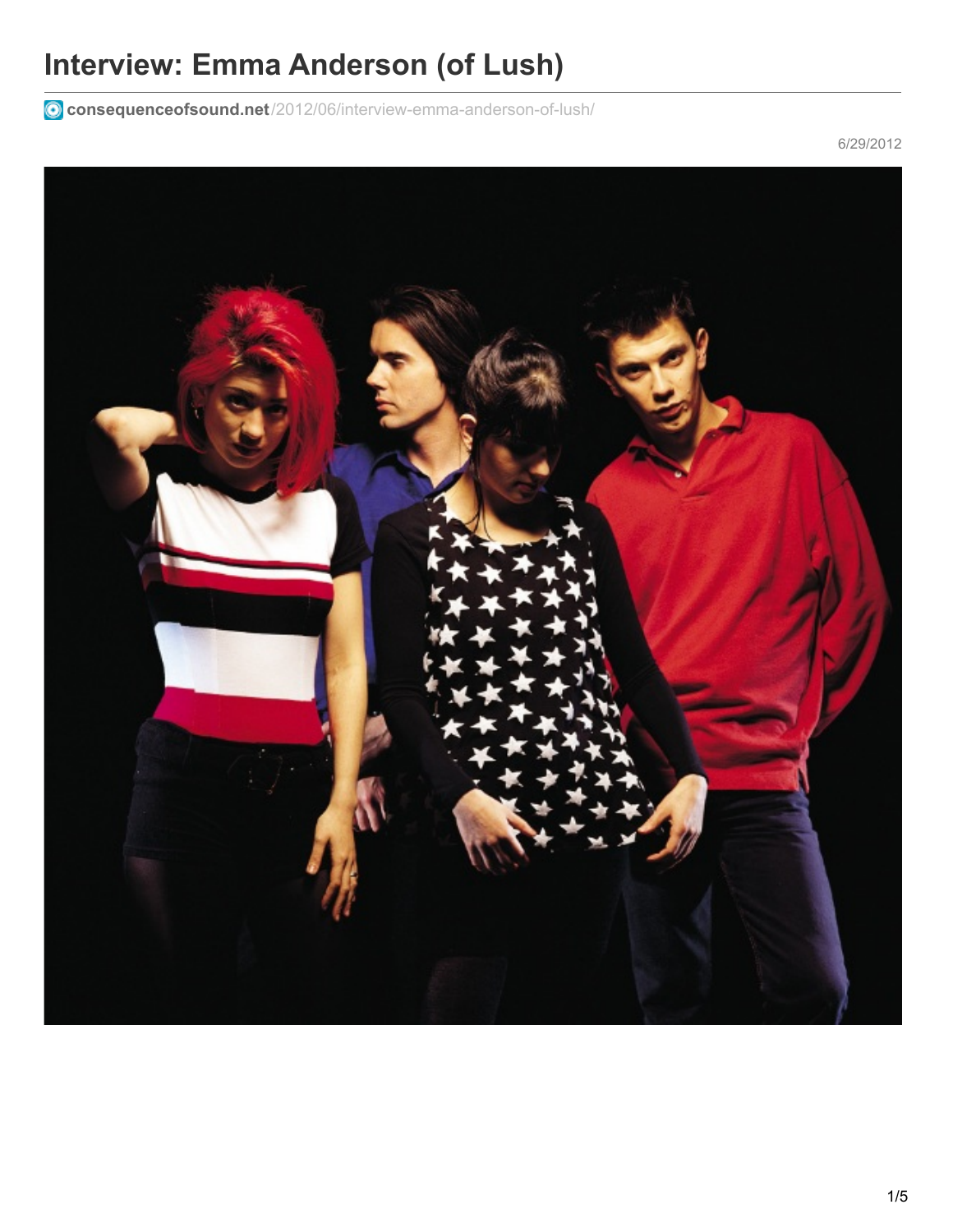# Interview: Emma Anderson (of Lush)

consequenceofsound.net/2012/06/interview-emma-anderson-of-lush/

6/29/2012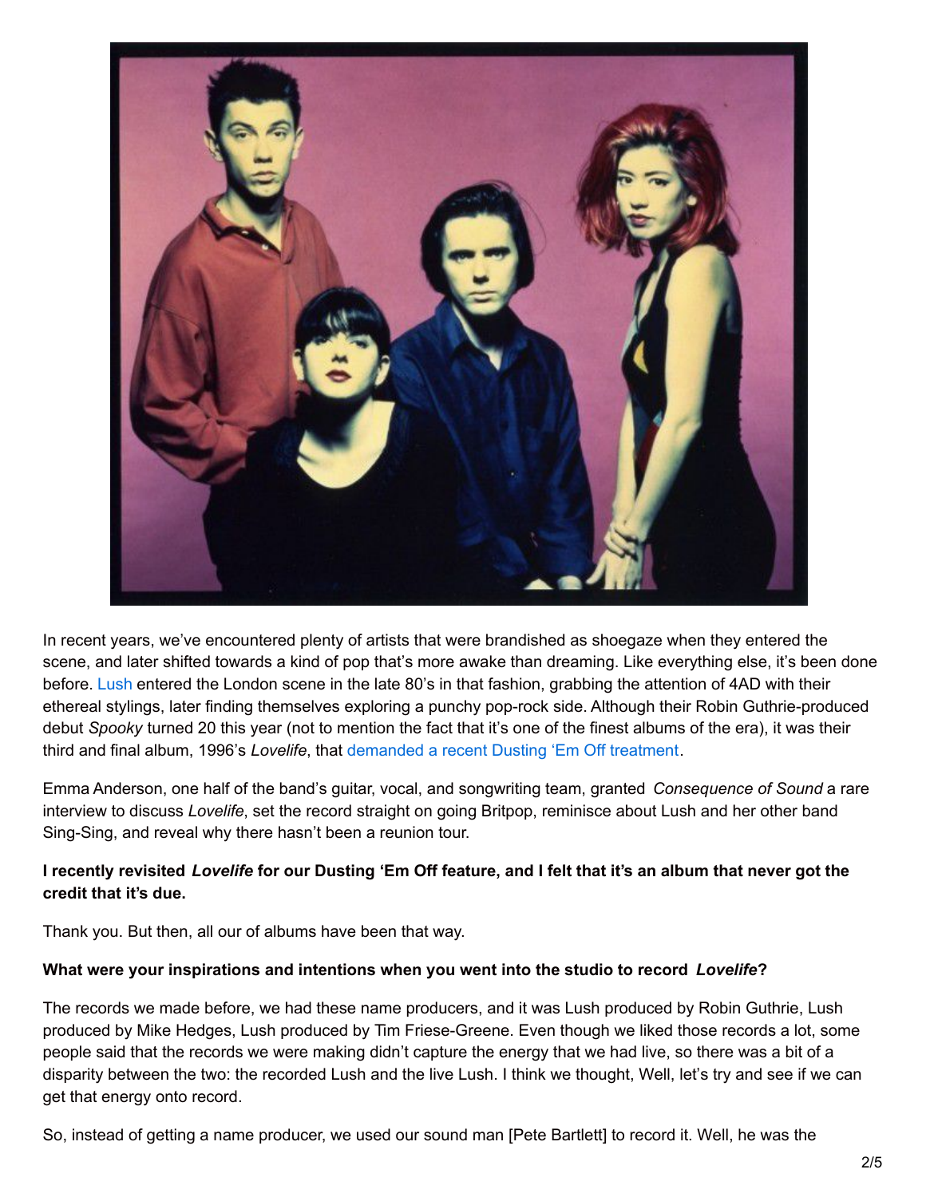In recent years, we've encountered plenty of artists that were brandished as shoegaze when they entered the scene, and later shifted towards a kind of pop that's more awake than dreaming. Like everything else, it's been done before. Lush entered the London scene in the late 80's in that fashion, grabbing the attention of 4AD with their ethereal stylings, later finding themselves exploring a punchy pop-rock side. Although their Robin Guthrie-produced debut *Spooky* turned 20 this year (not to mention the fact that it's one of the finest albums of the era), it was their third and final album, 1996's *Lovelife*, that demanded a recent Dusting 'Em Off treatment.

Emma Anderson, one half of the band's guitar, vocal, and songwriting team, granted *Consequence of Sound* a rare interview to discuss *Lovelife*, set the record straight on going Britpop, reminisce about Lush and her other band Sing-Sing, and reveal why there hasn't been a reunion tour.

**I recently revisited *Lovelife* for our Dusting 'Em Off feature, and I felt that it's an album that never got the credit that it's due.**

Thank you. But then, all our of albums have been that way.

**What were your inspirations and intentions when you went into the studio to record *Lovelife*?**

The records we made before, we had these name producers, and it was Lush produced by Robin Guthrie, Lush produced by Mike Hedges, Lush produced by Tim Friese-Greene. Even though we liked those records a lot, some people said that the records we were making didn't capture the energy that we had live, so there was a bit of a disparity between the two: the recorded Lush and the live Lush. I think we thought, Well, let's try and see if we can get that energy onto record.

So, instead of getting a name producer, we used our sound man [Pete Bartlett] to record it. Well, he was the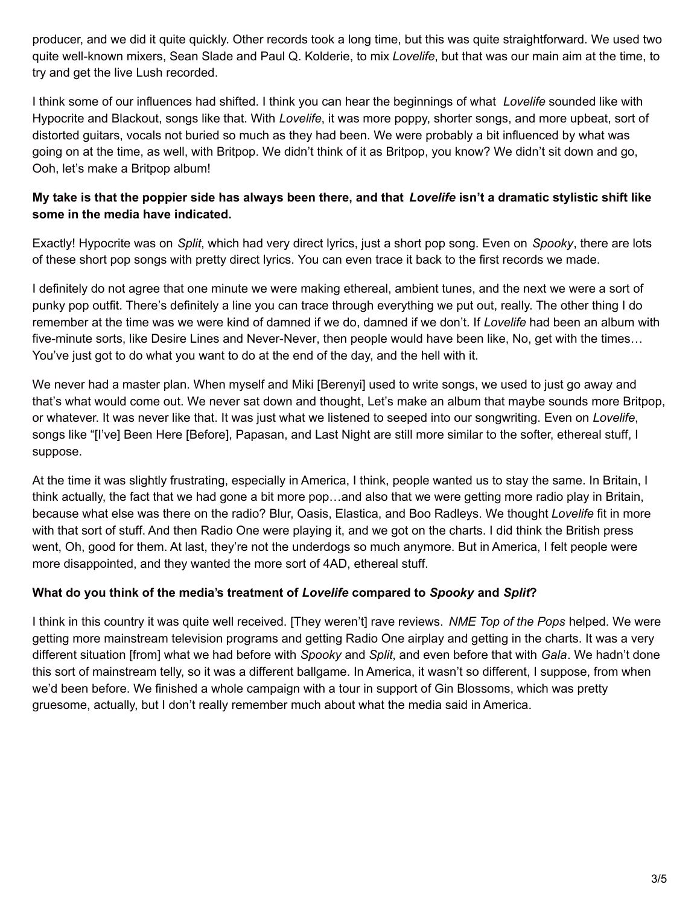producer, and we did it quite quickly. Other records took a long time, but this was quite straightforward. We used two quite well-known mixers, Sean Slade and Paul Q. Kolderie, to mix *Lovelife*, but that was our main aim at the time, to try and get the live Lush recorded.

I think some of our influences had shifted. I think you can hear the beginnings of what *Lovelife* sounded like with Hypocrite and Blackout, songs like that. With *Lovelife*, it was more poppy, shorter songs, and more upbeat, sort of distorted guitars, vocals not buried so much as they had been. We were probably a bit influenced by what was going on at the time, as well, with Britpop. We didn't think of it as Britpop, you know? We didn't sit down and go, Ooh, let's make a Britpop album!

**My take is that the poppier side has always been there, and that *Lovelife* isn't a dramatic stylistic shift like some in the media have indicated.**

Exactly! Hypocrite was on *Split*, which had very direct lyrics, just a short pop song. Even on *Spooky*, there are lots of these short pop songs with pretty direct lyrics. You can even trace it back to the first records we made.

I definitely do not agree that one minute we were making ethereal, ambient tunes, and the next we were a sort of punky pop outfit. There's definitely a line you can trace through everything we put out, really. The other thing I do remember at the time was we were kind of damned if we do, damned if we don't. If *Lovelife* had been an album with five-minute sorts, like Desire Lines and Never-Never, then people would have been like, No, get with the times… You've just got to do what you want to do at the end of the day, and the hell with it.

We never had a master plan. When myself and Miki [Berenyi] used to write songs, we used to just go away and that's what would come out. We never sat down and thought, Let's make an album that maybe sounds more Britpop, or whatever. It was never like that. It was just what we listened to seeped into our songwriting. Even on *Lovelife*, songs like "[I've] Been Here [Before], Papasan, and Last Night are still more similar to the softer, ethereal stuff, I suppose.

At the time it was slightly frustrating, especially in America, I think, people wanted us to stay the same. In Britain, I think actually, the fact that we had gone a bit more pop…and also that we were getting more radio play in Britain, because what else was there on the radio? Blur, Oasis, Elastica, and Boo Radleys. We thought *Lovelife* fit in more with that sort of stuff. And then Radio One were playing it, and we got on the charts. I did think the British press went, Oh, good for them. At last, they're not the underdogs so much anymore. But in America, I felt people were more disappointed, and they wanted the more sort of 4AD, ethereal stuff.

**What do you think of the media's treatment of *Lovelife* compared to *Spooky* and *Split*?**

I think in this country it was quite well received. [They weren't] rave reviews. *NME Top of the Pops* helped. We were getting more mainstream television programs and getting Radio One airplay and getting in the charts. It was a very different situation [from] what we had before with *Spooky* and *Split*, and even before that with *Gala*. We hadn't done this sort of mainstream telly, so it was a different ballgame. In America, it wasn't so different, I suppose, from when we'd been before. We finished a whole campaign with a tour in support of Gin Blossoms, which was pretty gruesome, actually, but I don't really remember much about what the media said in America.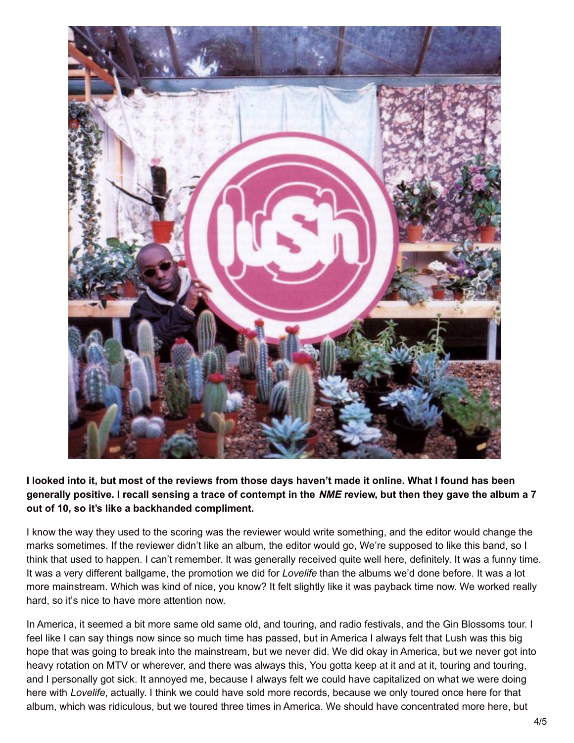**I looked into it, but most of the reviews from those days haven't made it online. What I found has been generally positive. I recall sensing a trace of contempt in the *NME* review, but then they gave the album a 7 out of 10, so it's like a backhanded compliment.**

I know the way they used to the scoring was the reviewer would write something, and the editor would change the marks sometimes. If the reviewer didn't like an album, the editor would go, We're supposed to like this band, so I think that used to happen. I can't remember. It was generally received quite well here, definitely. It was a funny time. It was a very different ballgame, the promotion we did for *Lovelife* than the albums we'd done before. It was a lot more mainstream. Which was kind of nice, you know? It felt slightly like it was payback time now. We worked really hard, so it's nice to have more attention now.

In America, it seemed a bit more same old same old, and touring, and radio festivals, and the Gin Blossoms tour. I feel like I can say things now since so much time has passed, but in America I always felt that Lush was this big hope that was going to break into the mainstream, but we never did. We did okay in America, but we never got into heavy rotation on MTV or wherever, and there was always this, You gotta keep at it and at it, touring and touring, and I personally got sick. It annoyed me, because I always felt we could have capitalized on what we were doing here with *Lovelife*, actually. I think we could have sold more records, because we only toured once here for that album, which was ridiculous, but we toured three times in America. We should have concentrated more here, but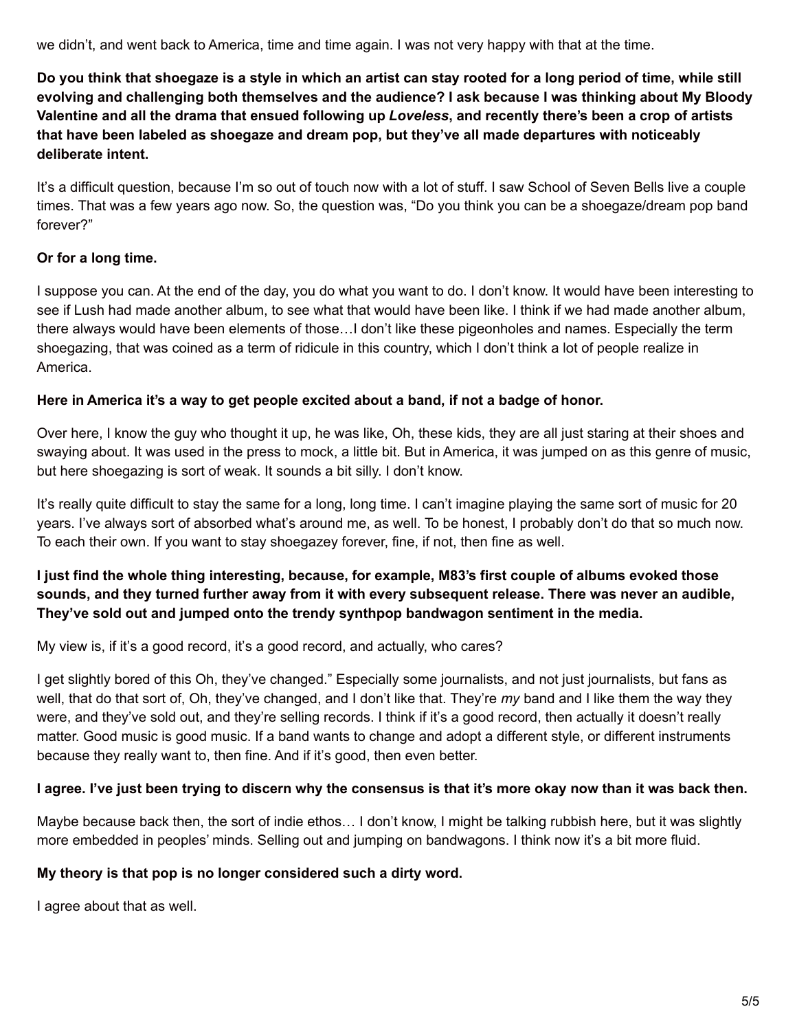we didn't, and went back to America, time and time again. I was not very happy with that at the time.

**Do you think that shoegaze is a style in which an artist can stay rooted for a long period of time, while still evolving and challenging both themselves and the audience? I ask because I was thinking about My Bloody Valentine and all the drama that ensued following up *Loveless*, and recently there's been a crop of artists that have been labeled as shoegaze and dream pop, but they've all made departures with noticeably deliberate intent.**

It's a difficult question, because I'm so out of touch now with a lot of stuff. I saw School of Seven Bells live a couple times. That was a few years ago now. So, the question was, "Do you think you can be a shoegaze/dream pop band forever?"

**Or for a long time.**

I suppose you can. At the end of the day, you do what you want to do. I don't know. It would have been interesting to see if Lush had made another album, to see what that would have been like. I think if we had made another album, there always would have been elements of those…I don't like these pigeonholes and names. Especially the term shoegazing, that was coined as a term of ridicule in this country, which I don't think a lot of people realize in America.

**Here in America it's a way to get people excited about a band, if not a badge of honor.**

Over here, I know the guy who thought it up, he was like, Oh, these kids, they are all just staring at their shoes and swaying about. It was used in the press to mock, a little bit. But in America, it was jumped on as this genre of music, but here shoegazing is sort of weak. It sounds a bit silly. I don't know.

It's really quite difficult to stay the same for a long, long time. I can't imagine playing the same sort of music for 20 years. I've always sort of absorbed what's around me, as well. To be honest, I probably don't do that so much now. To each their own. If you want to stay shoegazey forever, fine, if not, then fine as well.

**I just find the whole thing interesting, because, for example, M83's first couple of albums evoked those sounds, and they turned further away from it with every subsequent release. There was never an audible, They've sold out and jumped onto the trendy synthpop bandwagon sentiment in the media.**

My view is, if it's a good record, it's a good record, and actually, who cares?

I get slightly bored of this Oh, they've changed." Especially some journalists, and not just journalists, but fans as well, that do that sort of, Oh, they've changed, and I don't like that. They're *my* band and I like them the way they were, and they've sold out, and they're selling records. I think if it's a good record, then actually it doesn't really matter. Good music is good music. If a band wants to change and adopt a different style, or different instruments because they really want to, then fine. And if it's good, then even better.

**I agree. I've just been trying to discern why the consensus is that it's more okay now than it was back then.**

Maybe because back then, the sort of indie ethos… I don't know, I might be talking rubbish here, but it was slightly more embedded in peoples' minds. Selling out and jumping on bandwagons. I think now it's a bit more fluid.

**My theory is that pop is no longer considered such a dirty word.**

I agree about that as well.